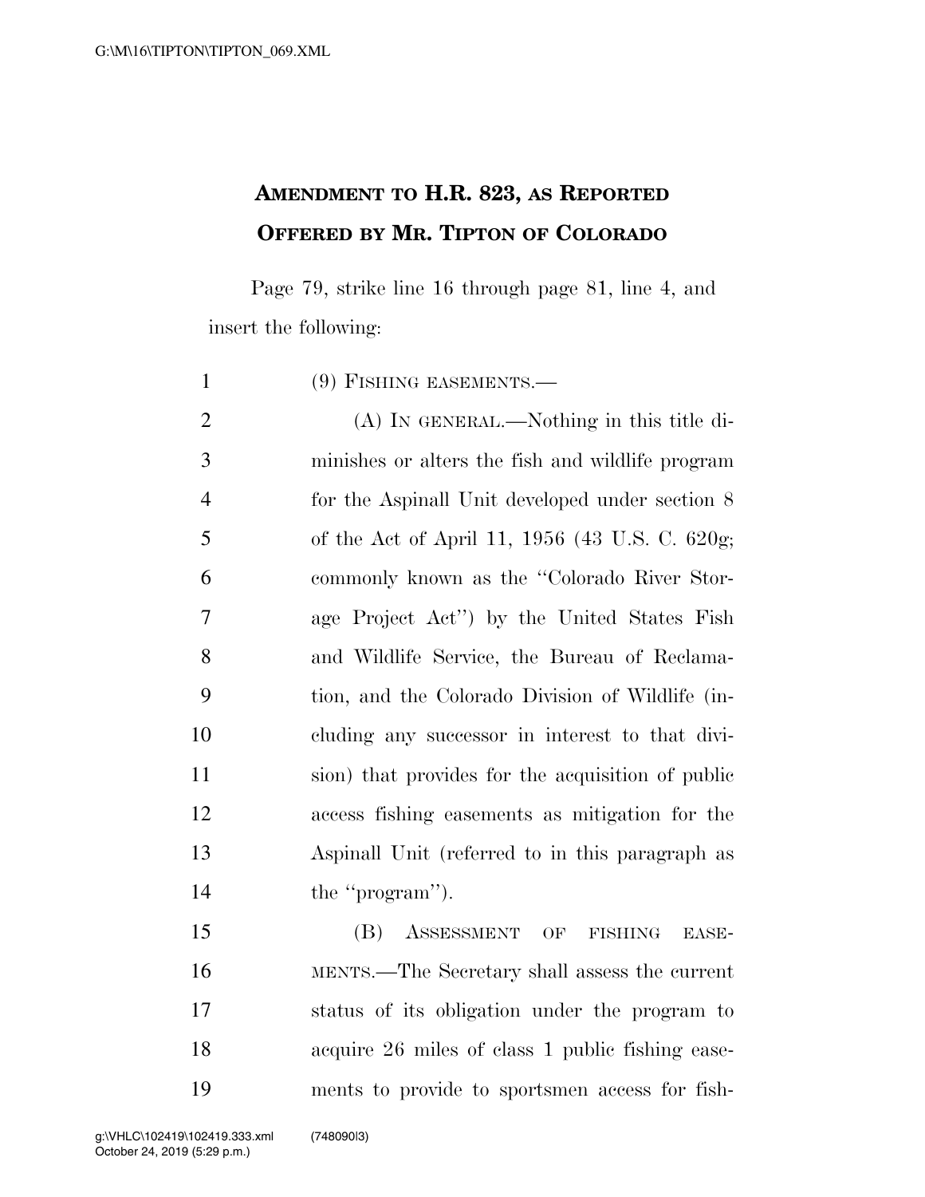**AMENDMENT TO H.R. 823, AS REPORTED**

**OFFERED BY MR. TIPTON OF COLORADO**

Page 79, strike line 16 through page 81, line 4, and insert the following:

(9) FISHING EASEMENTS.—

(A) IN GENERAL.—Nothing in this title diminishes or alters the fish and wildlife program for the Aspinall Unit developed under section 8 of the Act of April 11, 1956 (43 U.S. C. 620g; commonly known as the ''Colorado River Storage Project Act'') by the United States Fish and Wildlife Service, the Bureau of Reclamation, and the Colorado Division of Wildlife (including any successor in interest to that division) that provides for the acquisition of public access fishing easements as mitigation for the Aspinall Unit (referred to in this paragraph as the ''program'').

(B) ASSESSMENT OF FISHING EASEMENTS.—The Secretary shall assess the current status of its obligation under the program to acquire 26 miles of class 1 public fishing easements to provide to sportsmen access for fish-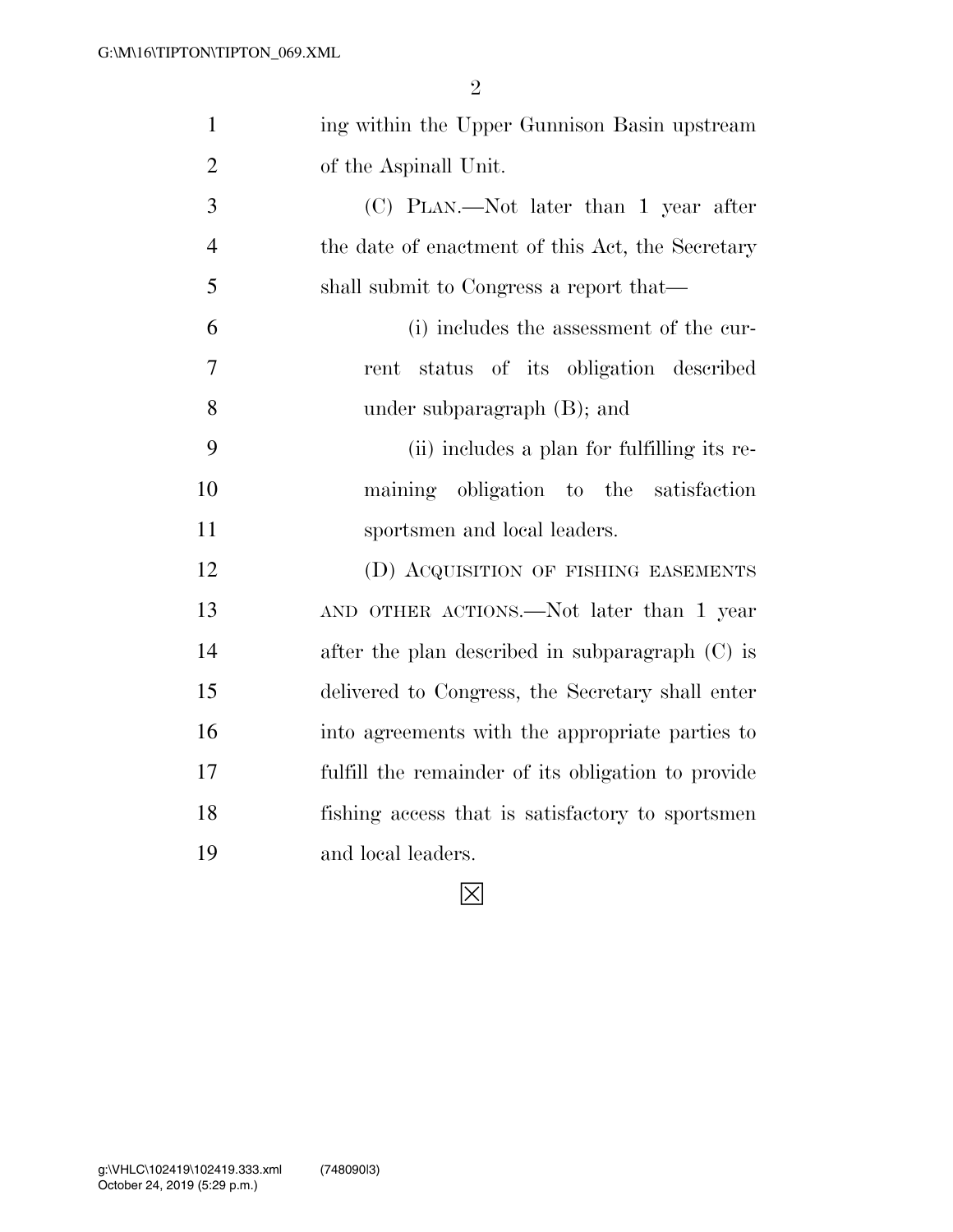ing within the Upper Gunnison Basin upstream of the Aspinall Unit.

(C) PLAN.—Not later than 1 year after the date of enactment of this Act, the Secretary shall submit to Congress a report that—

(i) includes the assessment of the current status of its obligation described under subparagraph (B); and

(ii) includes a plan for fulfilling its remaining obligation to the satisfaction sportsmen and local leaders.

(D) ACQUISITION OF FISHING EASEMENTS AND OTHER ACTIONS.—Not later than 1 year after the plan described in subparagraph (C) is delivered to Congress, the Secretary shall enter into agreements with the appropriate parties to fulfill the remainder of its obligation to provide fishing access that is satisfactory to sportsmen and local leaders.